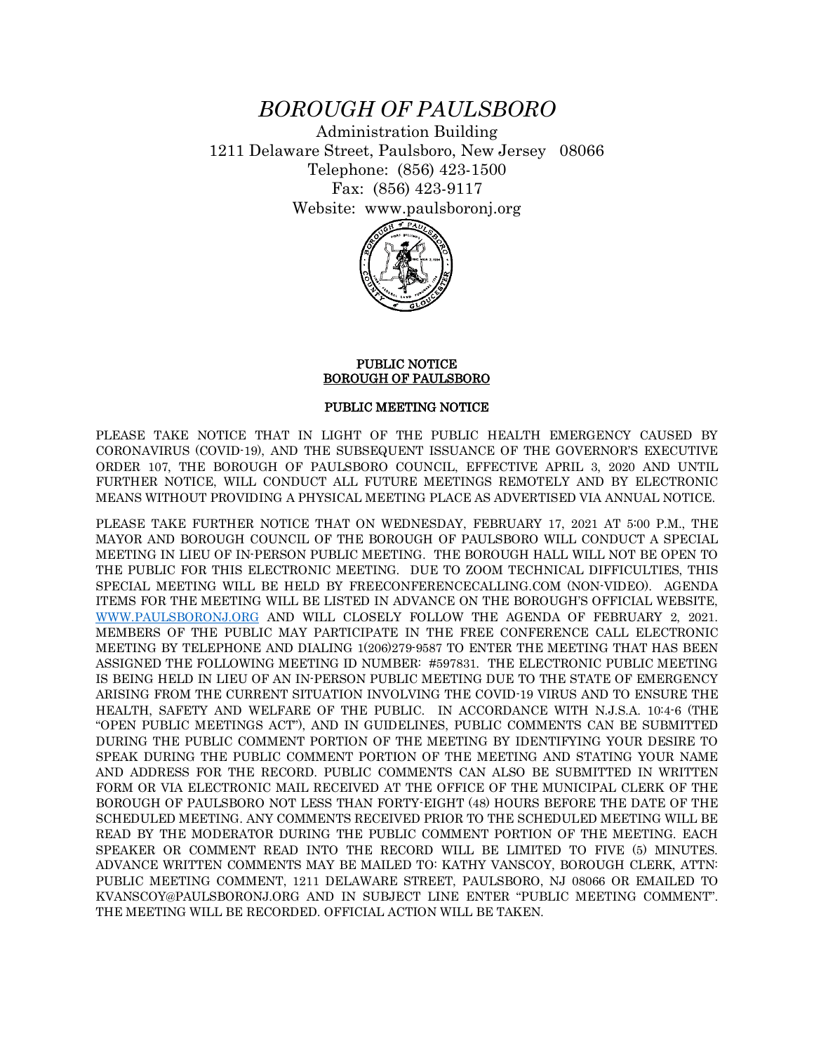# *BOROUGH OF PAULSBORO*

Administration Building
1211 Delaware Street, Paulsboro, New Jersey 08066
Telephone: (856) 423-1500
Fax: (856) 423-9117
Website: www.paulsboronj.org

**PUBLIC NOTICE**
**BOROUGH OF PAULSBORO**

**PUBLIC MEETING NOTICE**

PLEASE TAKE NOTICE THAT IN LIGHT OF THE PUBLIC HEALTH EMERGENCY CAUSED BY CORONAVIRUS (COVID-19), AND THE SUBSEQUENT ISSUANCE OF THE GOVERNOR'S EXECUTIVE ORDER 107, THE BOROUGH OF PAULSBORO COUNCIL, EFFECTIVE APRIL 3, 2020 AND UNTIL FURTHER NOTICE, WILL CONDUCT ALL FUTURE MEETINGS REMOTELY AND BY ELECTRONIC MEANS WITHOUT PROVIDING A PHYSICAL MEETING PLACE AS ADVERTISED VIA ANNUAL NOTICE.

PLEASE TAKE FURTHER NOTICE THAT ON WEDNESDAY, FEBRUARY 17, 2021 AT 5:00 P.M., THE MAYOR AND BOROUGH COUNCIL OF THE BOROUGH OF PAULSBORO WILL CONDUCT A SPECIAL MEETING IN LIEU OF IN-PERSON PUBLIC MEETING. THE BOROUGH HALL WILL NOT BE OPEN TO THE PUBLIC FOR THIS ELECTRONIC MEETING. DUE TO ZOOM TECHNICAL DIFFICULTIES, THIS SPECIAL MEETING WILL BE HELD BY FREECONFERENCECALLING.COM (NON-VIDEO). AGENDA ITEMS FOR THE MEETING WILL BE LISTED IN ADVANCE ON THE BOROUGH'S OFFICIAL WEBSITE, WWW.PAULSBORONJ.ORG AND WILL CLOSELY FOLLOW THE AGENDA OF FEBRUARY 2, 2021. MEMBERS OF THE PUBLIC MAY PARTICIPATE IN THE FREE CONFERENCE CALL ELECTRONIC MEETING BY TELEPHONE AND DIALING 1(206)279-9587 TO ENTER THE MEETING THAT HAS BEEN ASSIGNED THE FOLLOWING MEETING ID NUMBER: #597831. THE ELECTRONIC PUBLIC MEETING IS BEING HELD IN LIEU OF AN IN-PERSON PUBLIC MEETING DUE TO THE STATE OF EMERGENCY ARISING FROM THE CURRENT SITUATION INVOLVING THE COVID-19 VIRUS AND TO ENSURE THE HEALTH, SAFETY AND WELFARE OF THE PUBLIC. IN ACCORDANCE WITH N.J.S.A. 10:4-6 (THE "OPEN PUBLIC MEETINGS ACT"), AND IN GUIDELINES, PUBLIC COMMENTS CAN BE SUBMITTED DURING THE PUBLIC COMMENT PORTION OF THE MEETING BY IDENTIFYING YOUR DESIRE TO SPEAK DURING THE PUBLIC COMMENT PORTION OF THE MEETING AND STATING YOUR NAME AND ADDRESS FOR THE RECORD. PUBLIC COMMENTS CAN ALSO BE SUBMITTED IN WRITTEN FORM OR VIA ELECTRONIC MAIL RECEIVED AT THE OFFICE OF THE MUNICIPAL CLERK OF THE BOROUGH OF PAULSBORO NOT LESS THAN FORTY-EIGHT (48) HOURS BEFORE THE DATE OF THE SCHEDULED MEETING. ANY COMMENTS RECEIVED PRIOR TO THE SCHEDULED MEETING WILL BE READ BY THE MODERATOR DURING THE PUBLIC COMMENT PORTION OF THE MEETING. EACH SPEAKER OR COMMENT READ INTO THE RECORD WILL BE LIMITED TO FIVE (5) MINUTES. ADVANCE WRITTEN COMMENTS MAY BE MAILED TO: KATHY VANSCOY, BOROUGH CLERK, ATTN: PUBLIC MEETING COMMENT, 1211 DELAWARE STREET, PAULSBORO, NJ 08066 OR EMAILED TO KVANSCOY@PAULSBORONJ.ORG AND IN SUBJECT LINE ENTER "PUBLIC MEETING COMMENT". THE MEETING WILL BE RECORDED. OFFICIAL ACTION WILL BE TAKEN.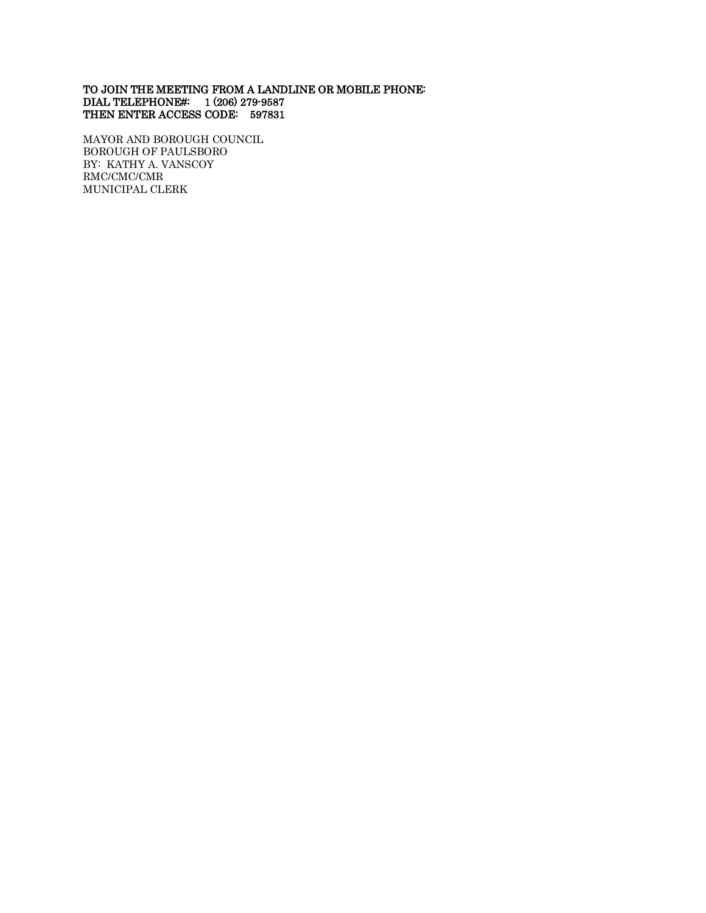**TO JOIN THE MEETING FROM A LANDLINE OR MOBILE PHONE:**
**DIAL TELEPHONE#: 1 (206) 279-9587**
**THEN ENTER ACCESS CODE: 597831**

MAYOR AND BOROUGH COUNCIL
BOROUGH OF PAULSBORO
BY: KATHY A. VANSCOY
RMC/CMC/CMR
MUNICIPAL CLERK